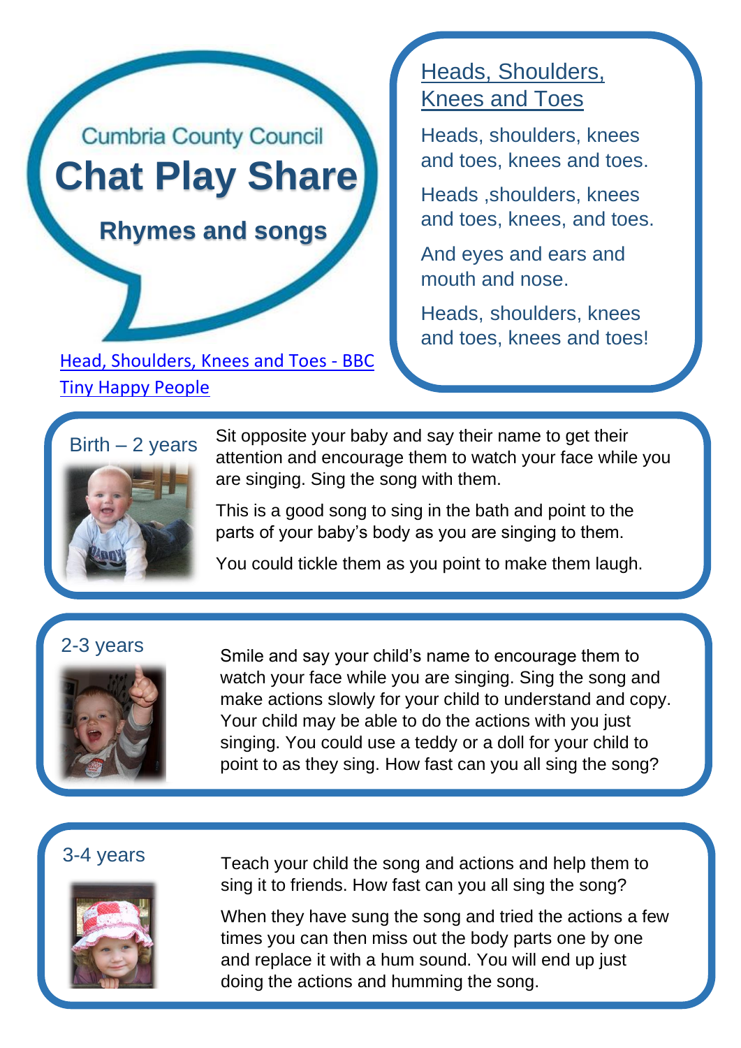Cumbria County Council

# Chat Play Share

## Rhymes and songs

[Head, Shoulders, Knees and Toes - BBC Tiny Happy People]

### Heads, Shoulders, Knees and Toes

Heads, shoulders, knees and toes, knees and toes.

Heads ,shoulders, knees and toes, knees, and toes.

And eyes and ears and mouth and nose.

Heads, shoulders, knees and toes, knees and toes!

### Birth – 2 years

Sit opposite your baby and say their name to get their attention and encourage them to watch your face while you are singing. Sing the song with them.

This is a good song to sing in the bath and point to the parts of your baby's body as you are singing to them.

You could tickle them as you point to make them laugh.

### 2-3 years

Smile and say your child's name to encourage them to watch your face while you are singing. Sing the song and make actions slowly for your child to understand and copy. Your child may be able to do the actions with you just singing. You could use a teddy or a doll for your child to point to as they sing. How fast can you all sing the song?

### 3-4 years

Teach your child the song and actions and help them to sing it to friends. How fast can you all sing the song?

When they have sung the song and tried the actions a few times you can then miss out the body parts one by one and replace it with a hum sound. You will end up just doing the actions and humming the song.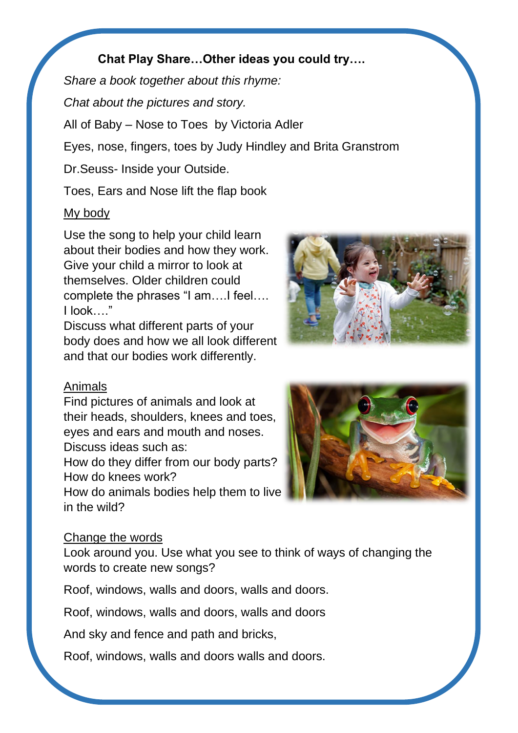**Chat Play Share…Other ideas you could try….**

*Share a book together about this rhyme:*

*Chat about the pictures and story.*

All of Baby – Nose to Toes by Victoria Adler

Eyes, nose, fingers, toes by Judy Hindley and Brita Granstrom

Dr.Seuss- Inside your Outside.

Toes, Ears and Nose lift the flap book

My body

Use the song to help your child learn about their bodies and how they work. Give your child a mirror to look at themselves. Older children could complete the phrases "I am….I feel…. I look…."

Discuss what different parts of your body does and how we all look different and that our bodies work differently.

Animals

Find pictures of animals and look at their heads, shoulders, knees and toes, eyes and ears and mouth and noses.

Discuss ideas such as:

How do they differ from our body parts?

How do knees work?

How do animals bodies help them to live in the wild?

Change the words

Look around you. Use what you see to think of ways of changing the words to create new songs?

Roof, windows, walls and doors, walls and doors.

Roof, windows, walls and doors, walls and doors

And sky and fence and path and bricks,

Roof, windows, walls and doors walls and doors.